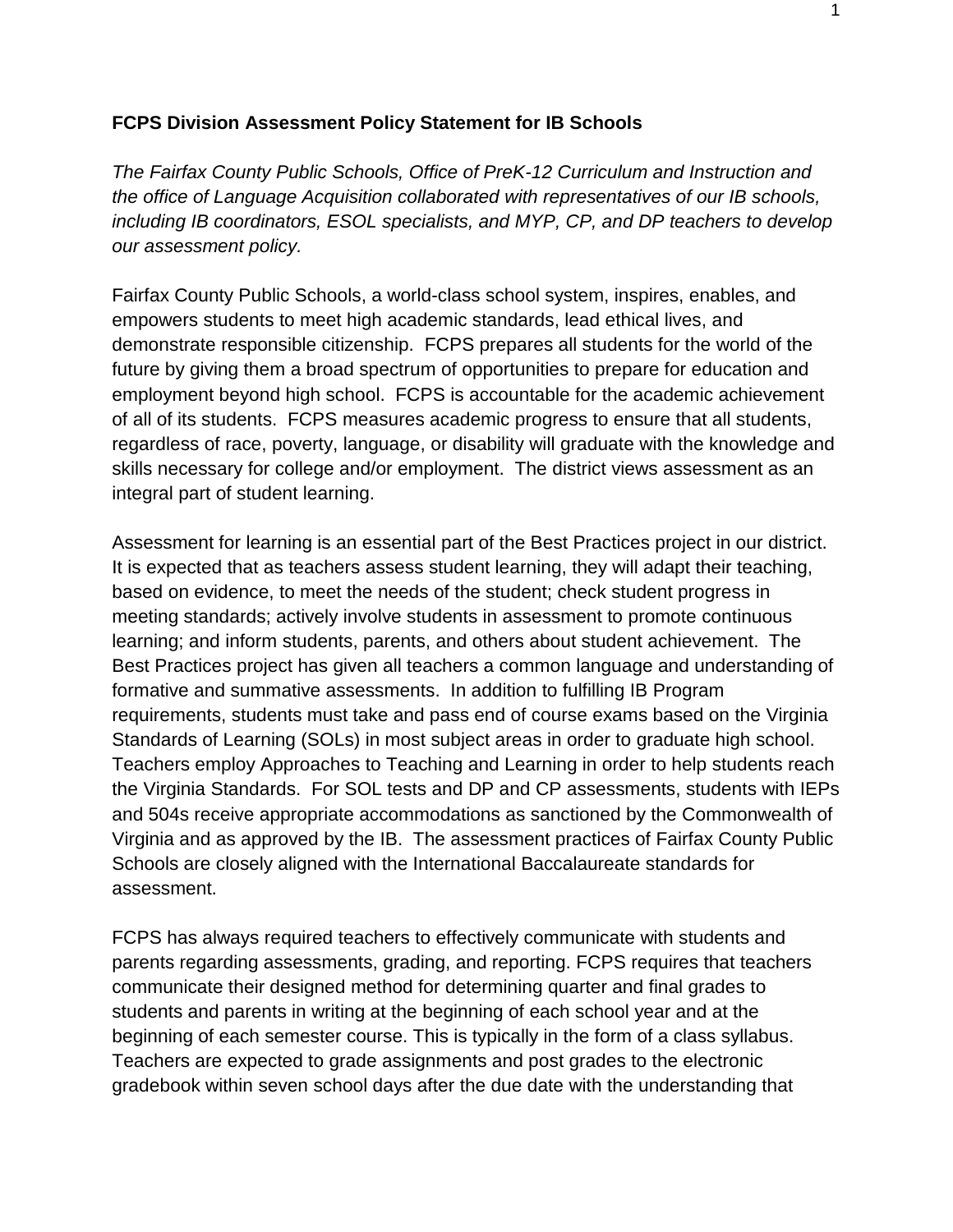**FCPS Division Assessment Policy Statement for IB Schools**

*The Fairfax County Public Schools, Office of PreK-12 Curriculum and Instruction and the office of Language Acquisition collaborated with representatives of our IB schools, including IB coordinators, ESOL specialists, and MYP, CP, and DP teachers to develop our assessment policy.*

Fairfax County Public Schools, a world-class school system, inspires, enables, and empowers students to meet high academic standards, lead ethical lives, and demonstrate responsible citizenship. FCPS prepares all students for the world of the future by giving them a broad spectrum of opportunities to prepare for education and employment beyond high school. FCPS is accountable for the academic achievement of all of its students. FCPS measures academic progress to ensure that all students, regardless of race, poverty, language, or disability will graduate with the knowledge and skills necessary for college and/or employment. The district views assessment as an integral part of student learning.

Assessment for learning is an essential part of the Best Practices project in our district. It is expected that as teachers assess student learning, they will adapt their teaching, based on evidence, to meet the needs of the student; check student progress in meeting standards; actively involve students in assessment to promote continuous learning; and inform students, parents, and others about student achievement. The Best Practices project has given all teachers a common language and understanding of formative and summative assessments. In addition to fulfilling IB Program requirements, students must take and pass end of course exams based on the Virginia Standards of Learning (SOLs) in most subject areas in order to graduate high school. Teachers employ Approaches to Teaching and Learning in order to help students reach the Virginia Standards. For SOL tests and DP and CP assessments, students with IEPs and 504s receive appropriate accommodations as sanctioned by the Commonwealth of Virginia and as approved by the IB. The assessment practices of Fairfax County Public Schools are closely aligned with the International Baccalaureate standards for assessment.

FCPS has always required teachers to effectively communicate with students and parents regarding assessments, grading, and reporting. FCPS requires that teachers communicate their designed method for determining quarter and final grades to students and parents in writing at the beginning of each school year and at the beginning of each semester course. This is typically in the form of a class syllabus. Teachers are expected to grade assignments and post grades to the electronic gradebook within seven school days after the due date with the understanding that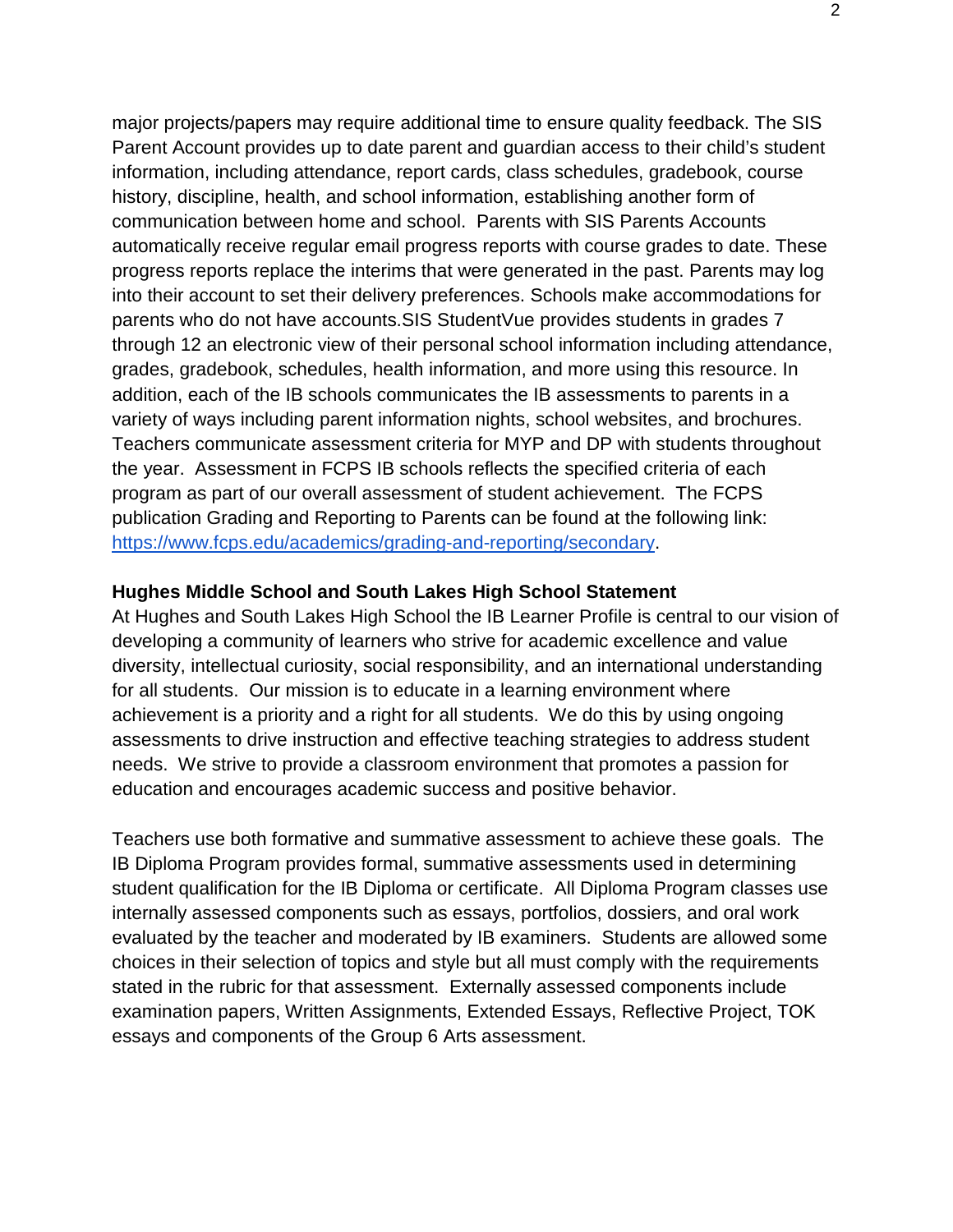major projects/papers may require additional time to ensure quality feedback. The SIS Parent Account provides up to date parent and guardian access to their child's student information, including attendance, report cards, class schedules, gradebook, course history, discipline, health, and school information, establishing another form of communication between home and school. Parents with SIS Parents Accounts automatically receive regular email progress reports with course grades to date. These progress reports replace the interims that were generated in the past. Parents may log into their account to set their delivery preferences. Schools make accommodations for parents who do not have accounts.SIS StudentVue provides students in grades 7 through 12 an electronic view of their personal school information including attendance, grades, gradebook, schedules, health information, and more using this resource. In addition, each of the IB schools communicates the IB assessments to parents in a variety of ways including parent information nights, school websites, and brochures. Teachers communicate assessment criteria for MYP and DP with students throughout the year. Assessment in FCPS IB schools reflects the specified criteria of each program as part of our overall assessment of student achievement. The FCPS publication Grading and Reporting to Parents can be found at the following link: [https://www.fcps.edu/academics/grading-and-reporting/secondary](https://www.fcps.edu/academics/grading-and-reporting/secondary).

**Hughes Middle School and South Lakes High School Statement**

At Hughes and South Lakes High School the IB Learner Profile is central to our vision of developing a community of learners who strive for academic excellence and value diversity, intellectual curiosity, social responsibility, and an international understanding for all students. Our mission is to educate in a learning environment where achievement is a priority and a right for all students. We do this by using ongoing assessments to drive instruction and effective teaching strategies to address student needs. We strive to provide a classroom environment that promotes a passion for education and encourages academic success and positive behavior.

Teachers use both formative and summative assessment to achieve these goals. The IB Diploma Program provides formal, summative assessments used in determining student qualification for the IB Diploma or certificate. All Diploma Program classes use internally assessed components such as essays, portfolios, dossiers, and oral work evaluated by the teacher and moderated by IB examiners. Students are allowed some choices in their selection of topics and style but all must comply with the requirements stated in the rubric for that assessment. Externally assessed components include examination papers, Written Assignments, Extended Essays, Reflective Project, TOK essays and components of the Group 6 Arts assessment.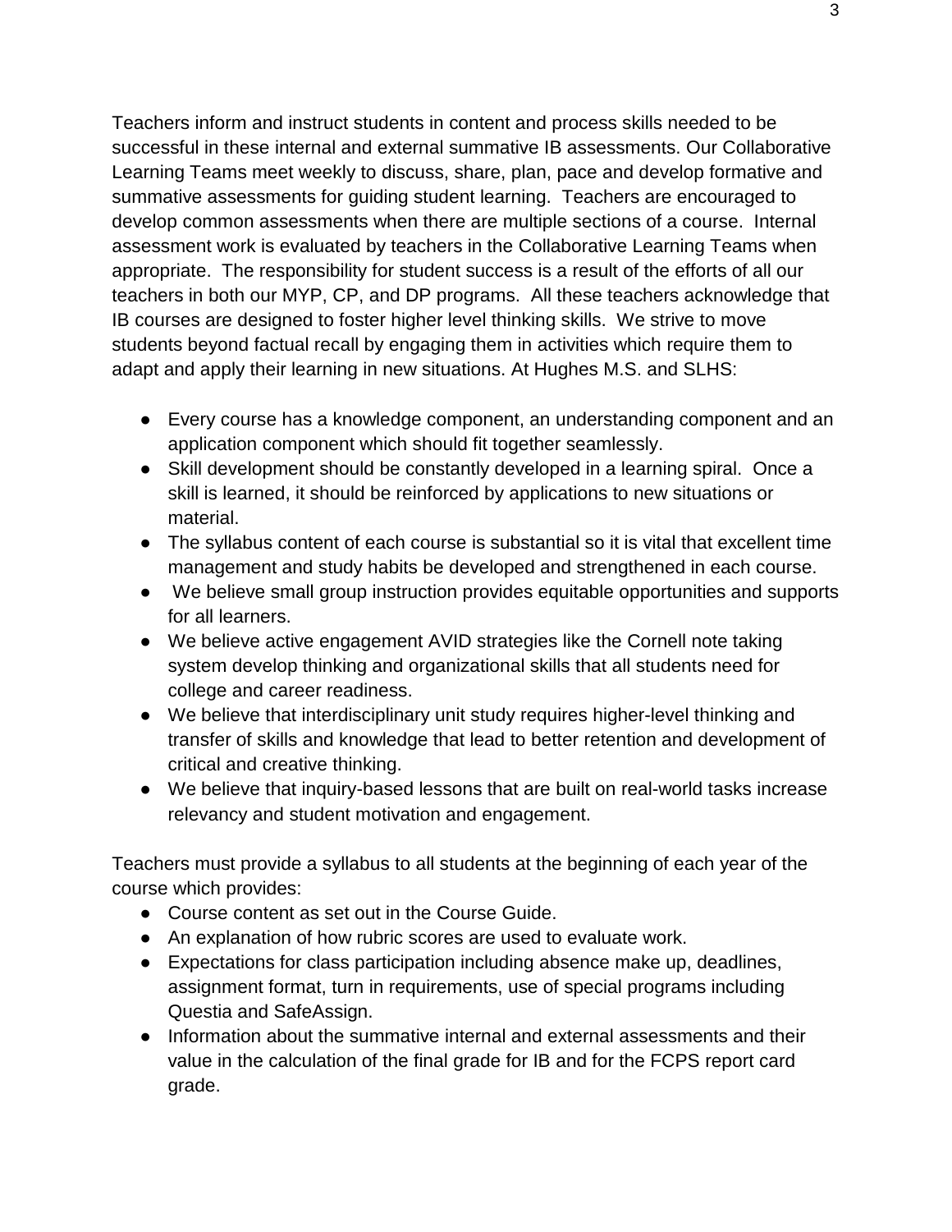Teachers inform and instruct students in content and process skills needed to be successful in these internal and external summative IB assessments. Our Collaborative Learning Teams meet weekly to discuss, share, plan, pace and develop formative and summative assessments for guiding student learning. Teachers are encouraged to develop common assessments when there are multiple sections of a course. Internal assessment work is evaluated by teachers in the Collaborative Learning Teams when appropriate. The responsibility for student success is a result of the efforts of all our teachers in both our MYP, CP, and DP programs. All these teachers acknowledge that IB courses are designed to foster higher level thinking skills. We strive to move students beyond factual recall by engaging them in activities which require them to adapt and apply their learning in new situations. At Hughes M.S. and SLHS:

- Every course has a knowledge component, an understanding component and an application component which should fit together seamlessly.
- Skill development should be constantly developed in a learning spiral. Once a skill is learned, it should be reinforced by applications to new situations or material.
- The syllabus content of each course is substantial so it is vital that excellent time management and study habits be developed and strengthened in each course.
- We believe small group instruction provides equitable opportunities and supports for all learners.
- We believe active engagement AVID strategies like the Cornell note taking system develop thinking and organizational skills that all students need for college and career readiness.
- We believe that interdisciplinary unit study requires higher-level thinking and transfer of skills and knowledge that lead to better retention and development of critical and creative thinking.
- We believe that inquiry-based lessons that are built on real-world tasks increase relevancy and student motivation and engagement.

Teachers must provide a syllabus to all students at the beginning of each year of the course which provides:

- Course content as set out in the Course Guide.
- An explanation of how rubric scores are used to evaluate work.
- Expectations for class participation including absence make up, deadlines, assignment format, turn in requirements, use of special programs including Questia and SafeAssign.
- Information about the summative internal and external assessments and their value in the calculation of the final grade for IB and for the FCPS report card grade.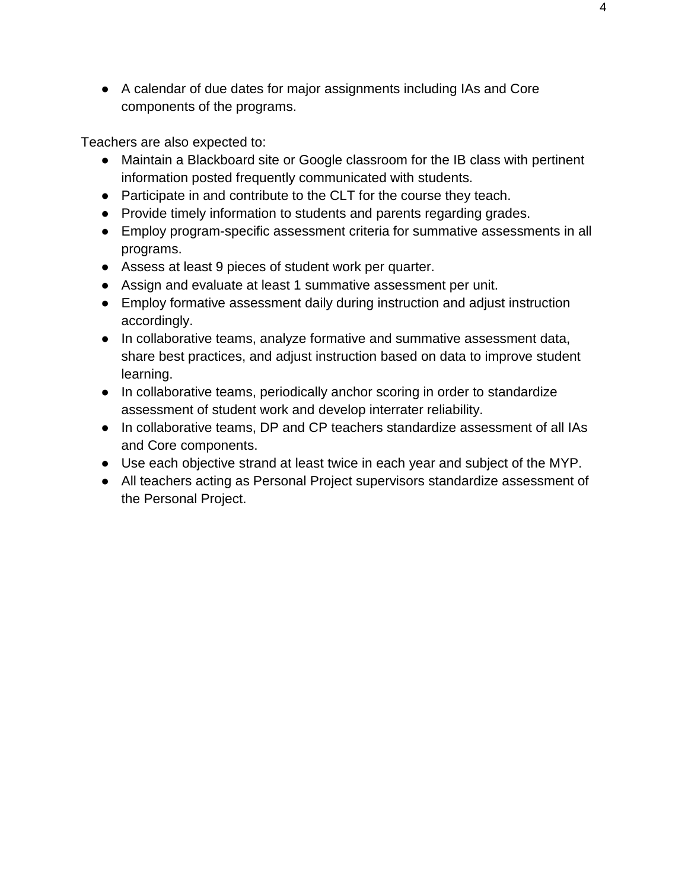- A calendar of due dates for major assignments including IAs and Core components of the programs.

Teachers are also expected to:

- Maintain a Blackboard site or Google classroom for the IB class with pertinent information posted frequently communicated with students.
- Participate in and contribute to the CLT for the course they teach.
- Provide timely information to students and parents regarding grades.
- Employ program-specific assessment criteria for summative assessments in all programs.
- Assess at least 9 pieces of student work per quarter.
- Assign and evaluate at least 1 summative assessment per unit.
- Employ formative assessment daily during instruction and adjust instruction accordingly.
- In collaborative teams, analyze formative and summative assessment data, share best practices, and adjust instruction based on data to improve student learning.
- In collaborative teams, periodically anchor scoring in order to standardize assessment of student work and develop interrater reliability.
- In collaborative teams, DP and CP teachers standardize assessment of all IAs and Core components.
- Use each objective strand at least twice in each year and subject of the MYP.
- All teachers acting as Personal Project supervisors standardize assessment of the Personal Project.